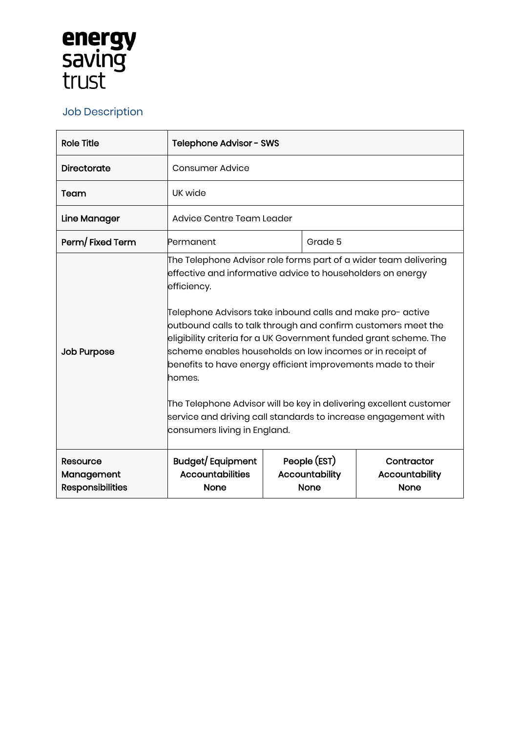energy saving trust

## Job Description

| Role Title | Telephone Advisor - SWS | | |
|---|---|---|---|
| Directorate | Consumer Advice | | |
| Team | UK wide | | |
| Line Manager | Advice Centre Team Leader | | |
| Perm/ Fixed Term | Permanent | Grade 5 | |
| Job Purpose | The Telephone Advisor role forms part of a wider team delivering effective and informative advice to householders on energy efficiency.<br><br>Telephone Advisors take inbound calls and make pro- active outbound calls to talk through and confirm customers meet the eligibility criteria for a UK Government funded grant scheme. The scheme enables households on low incomes or in receipt of benefits to have energy efficient improvements made to their homes.<br><br>The Telephone Advisor will be key in delivering excellent customer service and driving call standards to increase engagement with consumers living in England. | | |
| Resource Management Responsibilities | **Budget/ Equipment Accountabilities**<br>**None** | **People (EST) Accountability**<br>**None** | **Contractor Accountability**<br>**None** |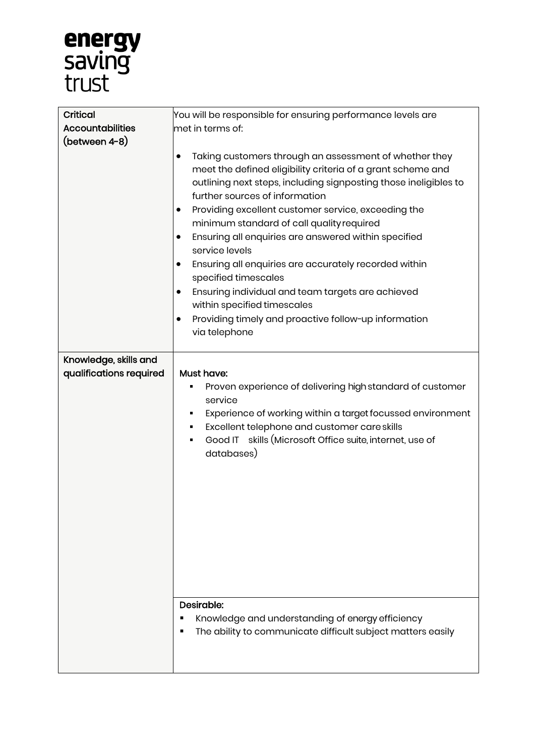**energy saving trust**

| | |
|---|---|
| **Critical Accountabilities (between 4-8)** | You will be responsible for ensuring performance levels are met in terms of:<br><br>• Taking customers through an assessment of whether they meet the defined eligibility criteria of a grant scheme and outlining next steps, including signposting those ineligibles to further sources of information<br>• Providing excellent customer service, exceeding the minimum standard of call quality required<br>• Ensuring all enquiries are answered within specified service levels<br>• Ensuring all enquiries are accurately recorded within specified timescales<br>• Ensuring individual and team targets are achieved within specified timescales<br>• Providing timely and proactive follow-up information via telephone |
| **Knowledge, skills and qualifications required** | **Must have:**<br>▪ Proven experience of delivering high standard of customer service<br>▪ Experience of working within a target focussed environment<br>▪ Excellent telephone and customer care skills<br>▪ Good IT skills (Microsoft Office suite, internet, use of databases) |
| | **Desirable:**<br>▪ Knowledge and understanding of energy efficiency<br>▪ The ability to communicate difficult subject matters easily |